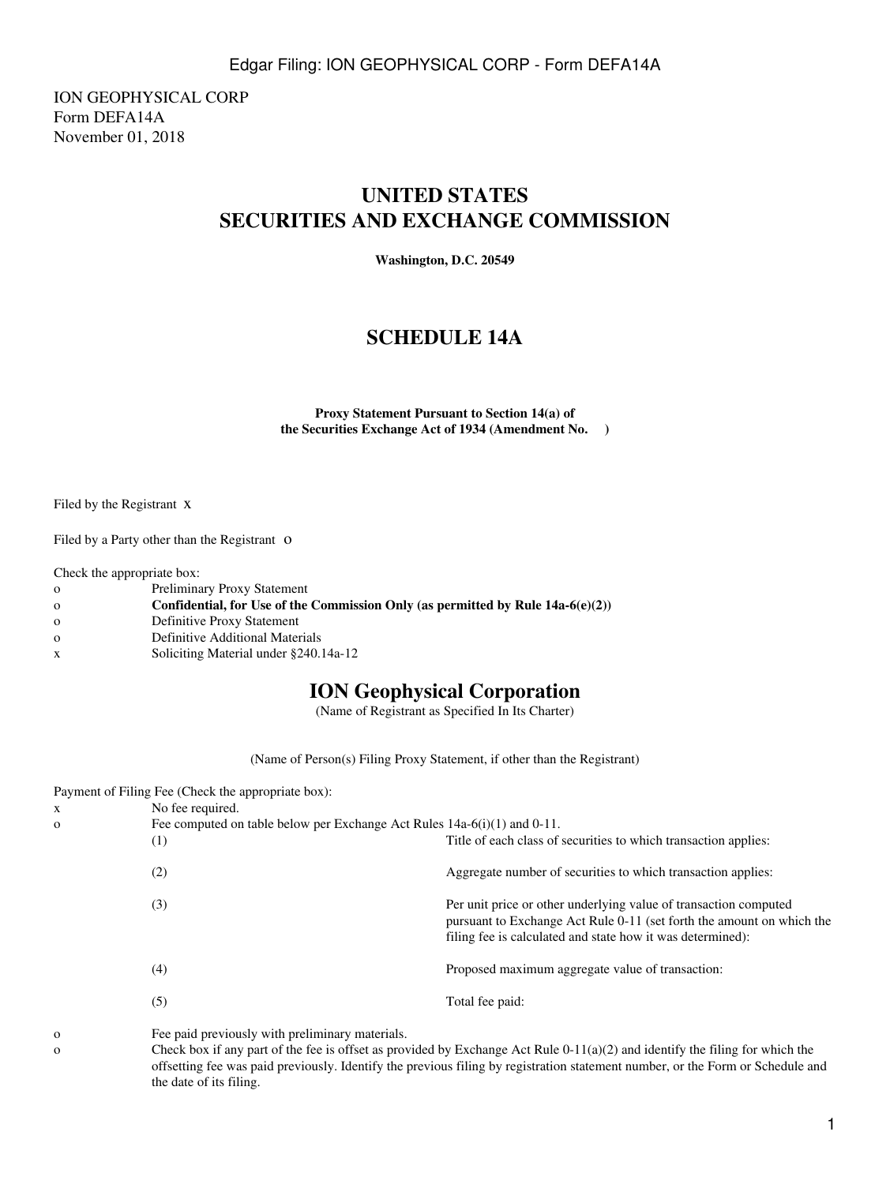ION GEOPHYSICAL CORP
Form DEFA14A
November 01, 2018

# UNITED STATES
# SECURITIES AND EXCHANGE COMMISSION

**Washington, D.C. 20549**

## SCHEDULE 14A

**Proxy Statement Pursuant to Section 14(a) of
the Securities Exchange Act of 1934 (Amendment No. )**

Filed by the Registrant x

Filed by a Party other than the Registrant o

Check the appropriate box:

| | |
|---|---|
| o | Preliminary Proxy Statement |
| o | **Confidential, for Use of the Commission Only (as permitted by Rule 14a-6(e)(2))** |
| o | Definitive Proxy Statement |
| o | Definitive Additional Materials |
| x | Soliciting Material under §240.14a-12 |

## ION Geophysical Corporation

(Name of Registrant as Specified In Its Charter)

(Name of Person(s) Filing Proxy Statement, if other than the Registrant)

Payment of Filing Fee (Check the appropriate box):

| | | |
|---|---|---|
| x | No fee required. | |
| o | Fee computed on table below per Exchange Act Rules 14a-6(i)(1) and 0-11. | |
| | (1) | Title of each class of securities to which transaction applies: |
| | (2) | Aggregate number of securities to which transaction applies: |
| | (3) | Per unit price or other underlying value of transaction computed pursuant to Exchange Act Rule 0-11 (set forth the amount on which the filing fee is calculated and state how it was determined): |
| | (4) | Proposed maximum aggregate value of transaction: |
| | (5) | Total fee paid: |
| o | Fee paid previously with preliminary materials. | |
| o | Check box if any part of the fee is offset as provided by Exchange Act Rule 0-11(a)(2) and identify the filing for which the offsetting fee was paid previously. Identify the previous filing by registration statement number, or the Form or Schedule and the date of its filing. | |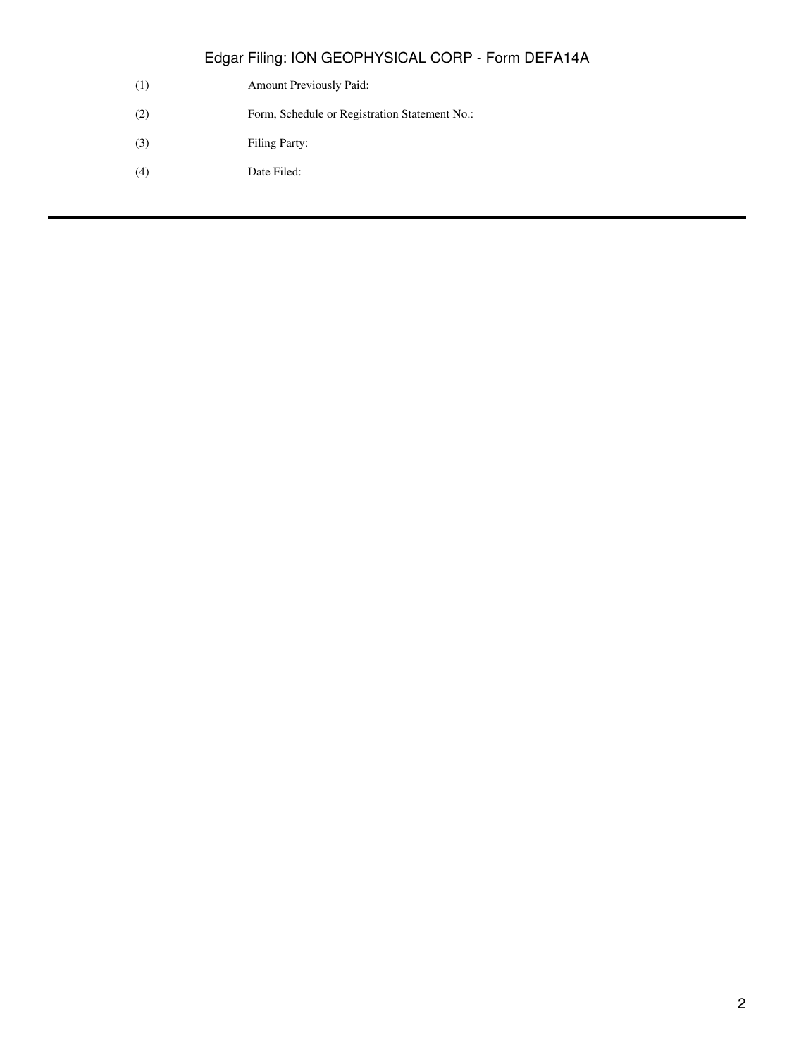(1) Amount Previously Paid:

(2) Form, Schedule or Registration Statement No.:

(3) Filing Party:

(4) Date Filed:

---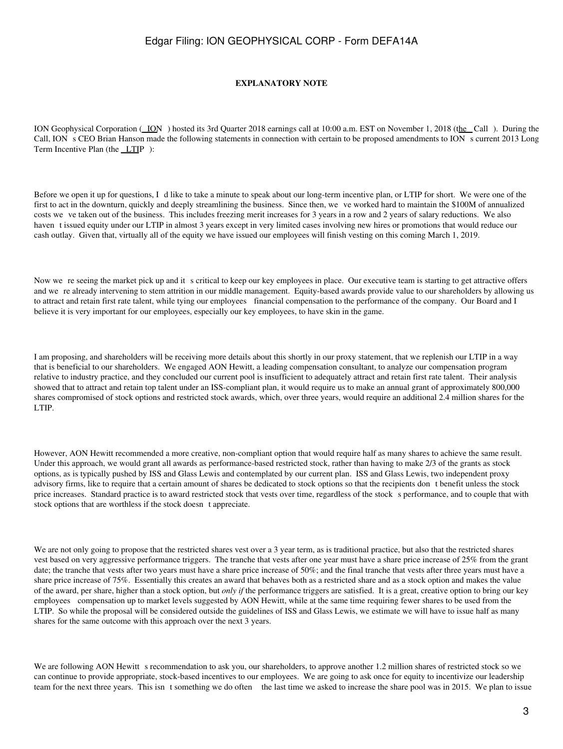**EXPLANATORY NOTE**

ION Geophysical Corporation ( ION ) hosted its 3rd Quarter 2018 earnings call at 10:00 a.m. EST on November 1, 2018 (the Call ). During the Call, ION s CEO Brian Hanson made the following statements in connection with certain to be proposed amendments to ION s current 2013 Long Term Incentive Plan (the LTIP ):

Before we open it up for questions, I d like to take a minute to speak about our long-term incentive plan, or LTIP for short. We were one of the first to act in the downturn, quickly and deeply streamlining the business. Since then, we ve worked hard to maintain the $100M of annualized costs we ve taken out of the business. This includes freezing merit increases for 3 years in a row and 2 years of salary reductions. We also haven t issued equity under our LTIP in almost 3 years except in very limited cases involving new hires or promotions that would reduce our cash outlay. Given that, virtually all of the equity we have issued our employees will finish vesting on this coming March 1, 2019.

Now we re seeing the market pick up and it s critical to keep our key employees in place. Our executive team is starting to get attractive offers and we re already intervening to stem attrition in our middle management. Equity-based awards provide value to our shareholders by allowing us to attract and retain first rate talent, while tying our employees financial compensation to the performance of the company. Our Board and I believe it is very important for our employees, especially our key employees, to have skin in the game.

I am proposing, and shareholders will be receiving more details about this shortly in our proxy statement, that we replenish our LTIP in a way that is beneficial to our shareholders. We engaged AON Hewitt, a leading compensation consultant, to analyze our compensation program relative to industry practice, and they concluded our current pool is insufficient to adequately attract and retain first rate talent. Their analysis showed that to attract and retain top talent under an ISS-compliant plan, it would require us to make an annual grant of approximately 800,000 shares compromised of stock options and restricted stock awards, which, over three years, would require an additional 2.4 million shares for the LTIP.

However, AON Hewitt recommended a more creative, non-compliant option that would require half as many shares to achieve the same result. Under this approach, we would grant all awards as performance-based restricted stock, rather than having to make 2/3 of the grants as stock options, as is typically pushed by ISS and Glass Lewis and contemplated by our current plan. ISS and Glass Lewis, two independent proxy advisory firms, like to require that a certain amount of shares be dedicated to stock options so that the recipients don t benefit unless the stock price increases. Standard practice is to award restricted stock that vests over time, regardless of the stock s performance, and to couple that with stock options that are worthless if the stock doesn t appreciate.

We are not only going to propose that the restricted shares vest over a 3 year term, as is traditional practice, but also that the restricted shares vest based on very aggressive performance triggers. The tranche that vests after one year must have a share price increase of 25% from the grant date; the tranche that vests after two years must have a share price increase of 50%; and the final tranche that vests after three years must have a share price increase of 75%. Essentially this creates an award that behaves both as a restricted share and as a stock option and makes the value of the award, per share, higher than a stock option, but *only if* the performance triggers are satisfied. It is a great, creative option to bring our key employees compensation up to market levels suggested by AON Hewitt, while at the same time requiring fewer shares to be used from the LTIP. So while the proposal will be considered outside the guidelines of ISS and Glass Lewis, we estimate we will have to issue half as many shares for the same outcome with this approach over the next 3 years.

We are following AON Hewitt s recommendation to ask you, our shareholders, to approve another 1.2 million shares of restricted stock so we can continue to provide appropriate, stock-based incentives to our employees. We are going to ask once for equity to incentivize our leadership team for the next three years. This isn t something we do often the last time we asked to increase the share pool was in 2015. We plan to issue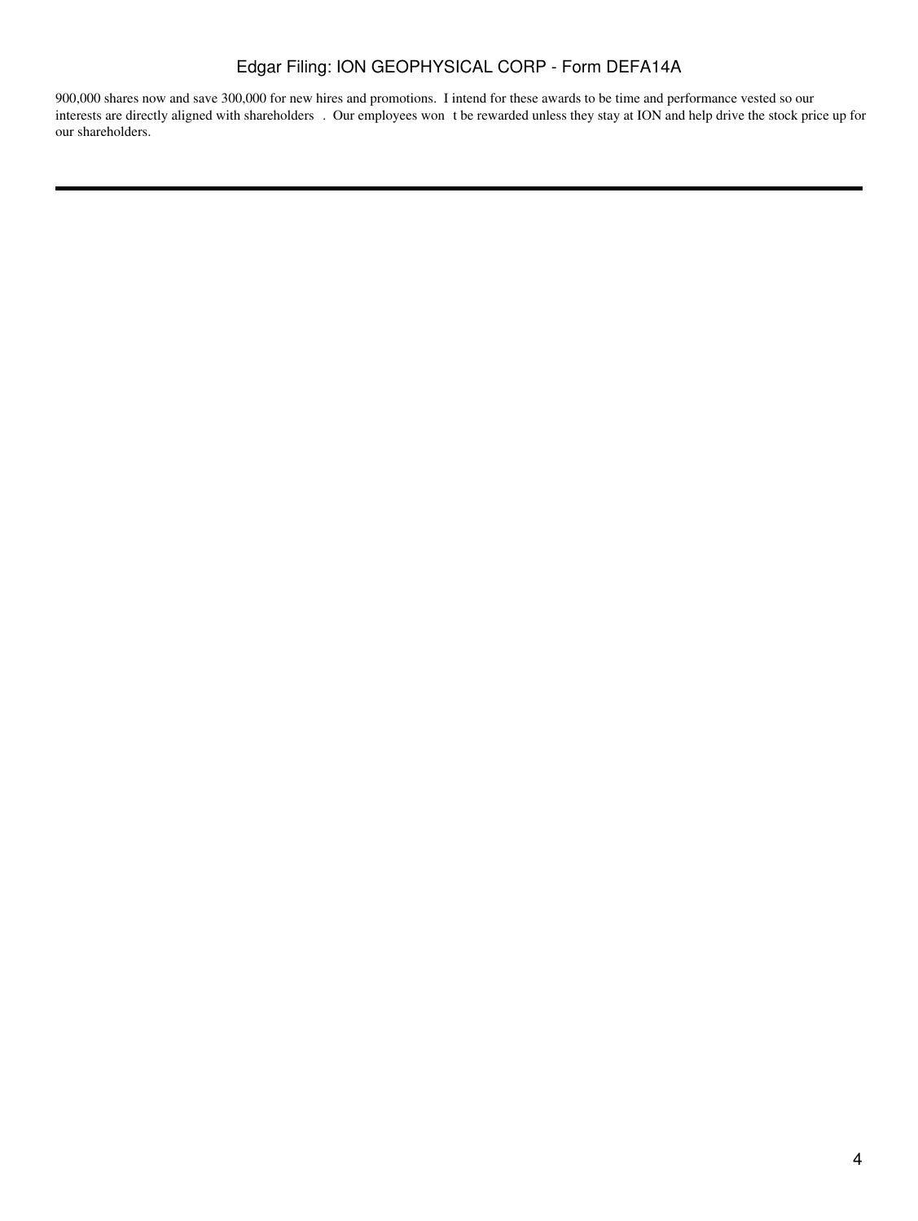900,000 shares now and save 300,000 for new hires and promotions. I intend for these awards to be time and performance vested so our interests are directly aligned with shareholders . Our employees won t be rewarded unless they stay at ION and help drive the stock price up for our shareholders.

---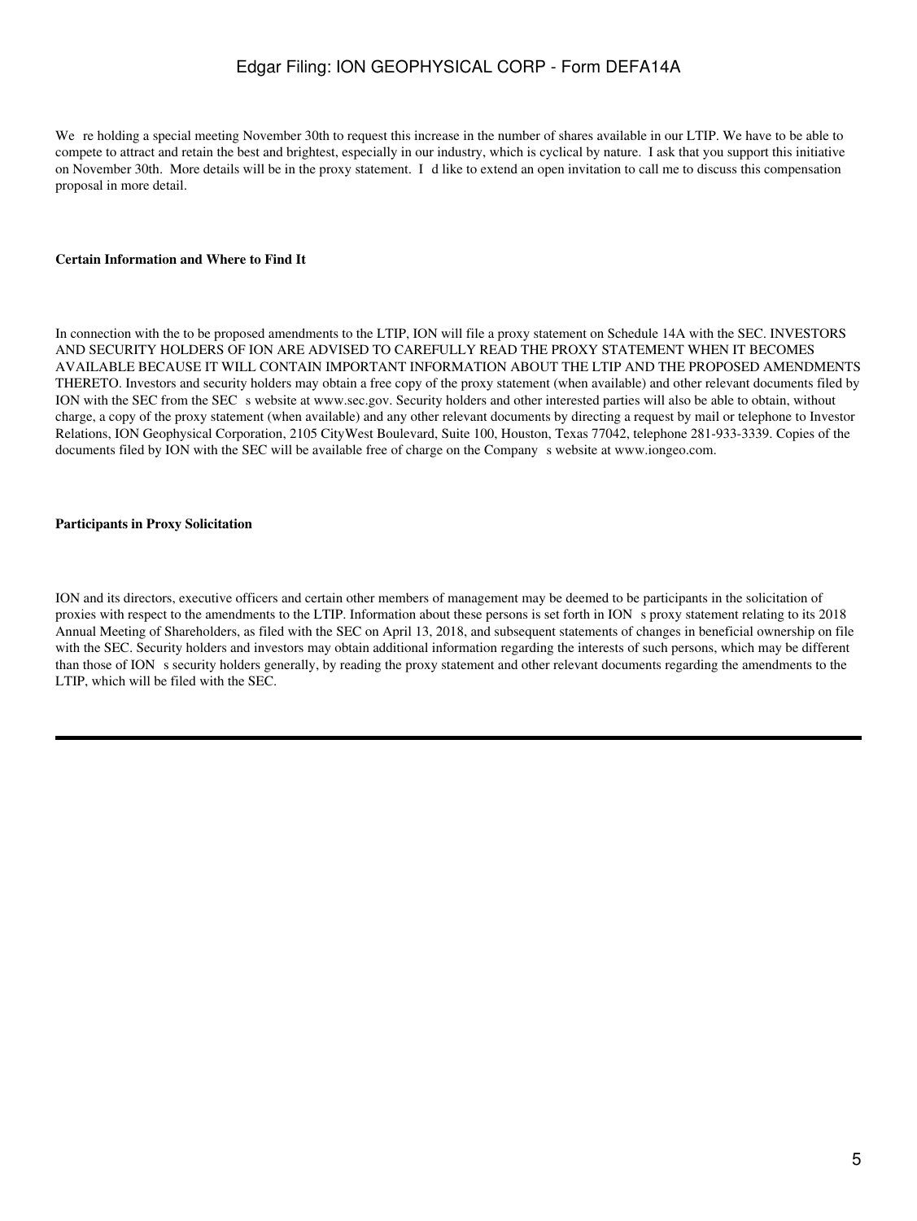We re holding a special meeting November 30th to request this increase in the number of shares available in our LTIP. We have to be able to compete to attract and retain the best and brightest, especially in our industry, which is cyclical by nature. I ask that you support this initiative on November 30th. More details will be in the proxy statement. I d like to extend an open invitation to call me to discuss this compensation proposal in more detail.

**Certain Information and Where to Find It**

In connection with the to be proposed amendments to the LTIP, ION will file a proxy statement on Schedule 14A with the SEC. INVESTORS AND SECURITY HOLDERS OF ION ARE ADVISED TO CAREFULLY READ THE PROXY STATEMENT WHEN IT BECOMES AVAILABLE BECAUSE IT WILL CONTAIN IMPORTANT INFORMATION ABOUT THE LTIP AND THE PROPOSED AMENDMENTS THERETO. Investors and security holders may obtain a free copy of the proxy statement (when available) and other relevant documents filed by ION with the SEC from the SEC s website at www.sec.gov. Security holders and other interested parties will also be able to obtain, without charge, a copy of the proxy statement (when available) and any other relevant documents by directing a request by mail or telephone to Investor Relations, ION Geophysical Corporation, 2105 CityWest Boulevard, Suite 100, Houston, Texas 77042, telephone 281-933-3339. Copies of the documents filed by ION with the SEC will be available free of charge on the Company s website at www.iongeo.com.

**Participants in Proxy Solicitation**

ION and its directors, executive officers and certain other members of management may be deemed to be participants in the solicitation of proxies with respect to the amendments to the LTIP. Information about these persons is set forth in ION s proxy statement relating to its 2018 Annual Meeting of Shareholders, as filed with the SEC on April 13, 2018, and subsequent statements of changes in beneficial ownership on file with the SEC. Security holders and investors may obtain additional information regarding the interests of such persons, which may be different than those of ION s security holders generally, by reading the proxy statement and other relevant documents regarding the amendments to the LTIP, which will be filed with the SEC.